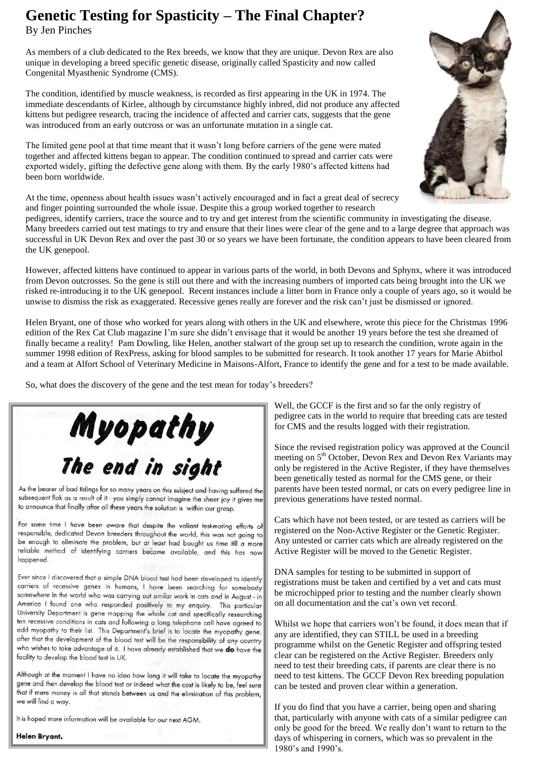# Genetic Testing for Spasticity – The Final Chapter?

By Jen Pinches

As members of a club dedicated to the Rex breeds, we know that they are unique. Devon Rex are also unique in developing a breed specific genetic disease, originally called Spasticity and now called Congenital Myasthenic Syndrome (CMS).

The condition, identified by muscle weakness, is recorded as first appearing in the UK in 1974. The immediate descendants of Kirlee, although by circumstance highly inbred, did not produce any affected kittens but pedigree research, tracing the incidence of affected and carrier cats, suggests that the gene was introduced from an early outcross or was an unfortunate mutation in a single cat.

The limited gene pool at that time meant that it wasn't long before carriers of the gene were mated together and affected kittens began to appear. The condition continued to spread and carrier cats were exported widely, gifting the defective gene along with them. By the early 1980's affected kittens had been born worldwide.

At the time, openness about health issues wasn't actively encouraged and in fact a great deal of secrecy and finger pointing surrounded the whole issue. Despite this a group worked together to research pedigrees, identify carriers, trace the source and to try and get interest from the scientific community in investigating the disease. Many breeders carried out test matings to try and ensure that their lines were clear of the gene and to a large degree that approach was successful in UK Devon Rex and over the past 30 or so years we have been fortunate, the condition appears to have been cleared from the UK genepool.

However, affected kittens have continued to appear in various parts of the world, in both Devons and Sphynx, where it was introduced from Devon outcrosses. So the gene is still out there and with the increasing numbers of imported cats being brought into the UK we risked re-introducing it to the UK genepool. Recent instances include a litter born in France only a couple of years ago, so it would be unwise to dismiss the risk as exaggerated. Recessive genes really are forever and the risk can't just be dismissed or ignored.

Helen Bryant, one of those who worked for years along with others in the UK and elsewhere, wrote this piece for the Christmas 1996 edition of the Rex Cat Club magazine I'm sure she didn't envisage that it would be another 19 years before the test she dreamed of finally became a reality! Pam Dowling, like Helen, another stalwart of the group set up to research the condition, wrote again in the summer 1998 edition of RexPress, asking for blood samples to be submitted for research. It took another 17 years for Marie Abitbol and a team at Alfort School of Veterinary Medicine in Maisons-Alfort, France to identify the gene and for a test to be made available.

So, what does the discovery of the gene and the test mean for today's breeders?

## Myopathy

### The end in sight

As the bearer of bad tidings for so many years on this subject and having suffered the subsequent flak as a result of it - you simply cannot imagine the sheer joy it gives me to announce that finally after all these years the solution is within our grasp.

For some time I have been aware that despite the valiant test-mating efforts of responsible, dedicated Devon breeders throughout the world, this was not going to be enough to eliminate the problem, but at least had bought us time till a more reliable method of identifying carriers became available, and this has now happened.

Ever since I discovered that a simple DNA blood test had been developed to identify carriers of recessive genes in humans, I have been searching for somebody somewhere in the world who was carrying out similar work in cats and in August - in America I found one who responded positively to my enquiry. This particular University Department is gene mapping the whole cat and specifically researching ten recessive conditions in cats and following a long telephone call have agreed to add myopathy to their list. This Department's brief is to locate the myopathy gene, after that the development of the blood test will be the responsibility of any country who wishes to take advantage of it. I have already established that we **do** have the facility to develop the blood test in UK.

Although at the moment I have no idea how long it will take to locate the myopathy gene and then develop the blood test or indeed what the cost is likely to be, feel sure that if mere money is all that stands between us and the elimination of this problem, we will find a way.

It is hoped more information will be available for our next AGM.

**Helen Bryant.**

Well, the GCCF is the first and so far the only registry of pedigree cats in the world to require that breeding cats are tested for CMS and the results logged with their registration.

Since the revised registration policy was approved at the Council meeting on 5th October, Devon Rex and Devon Rex Variants may only be registered in the Active Register, if they have themselves been genetically tested as normal for the CMS gene, or their parents have been tested normal, or cats on every pedigree line in previous generations have tested normal.

Cats which have not been tested, or are tested as carriers will be registered on the Non-Active Register or the Genetic Register. Any untested or carrier cats which are already registered on the Active Register will be moved to the Genetic Register.

DNA samples for testing to be submitted in support of registrations must be taken and certified by a vet and cats must be microchipped prior to testing and the number clearly shown on all documentation and the cat's own vet record.

Whilst we hope that carriers won't be found, it does mean that if any are identified, they can STILL be used in a breeding programme whilst on the Genetic Register and offspring tested clear can be registered on the Active Register. Breeders only need to test their breeding cats, if parents are clear there is no need to test kittens. The GCCF Devon Rex breeding population can be tested and proven clear within a generation.

If you do find that you have a carrier, being open and sharing that, particularly with anyone with cats of a similar pedigree can only be good for the breed. We really don't want to return to the days of whispering in corners, which was so prevalent in the 1980's and 1990's.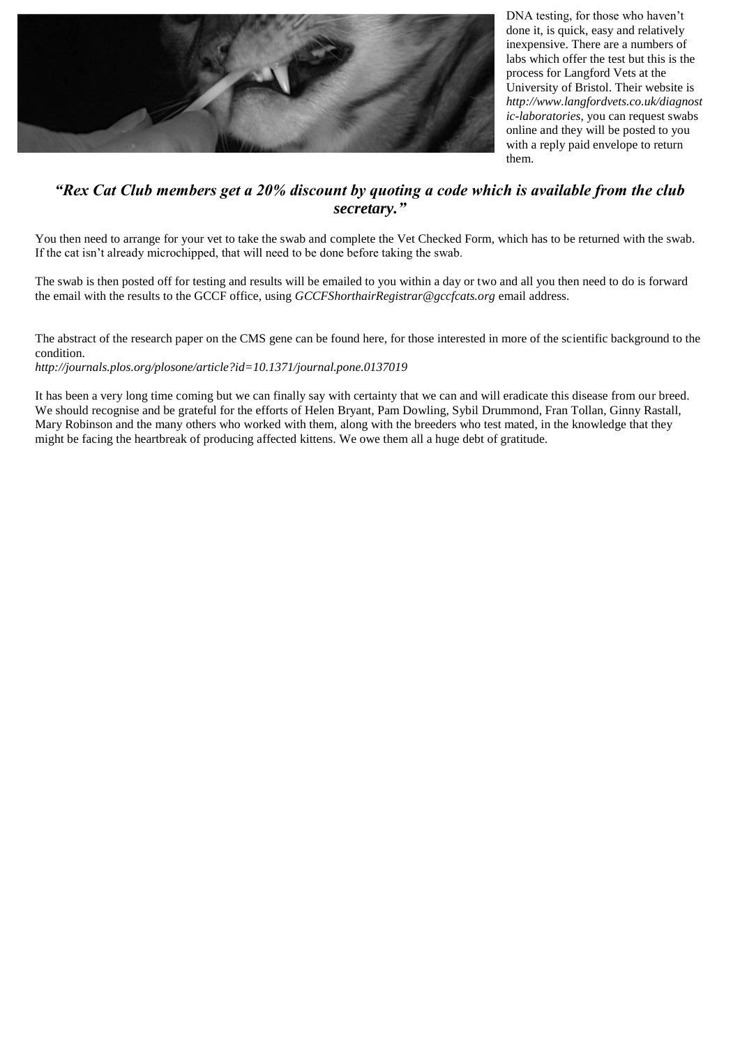DNA testing, for those who haven't done it, is quick, easy and relatively inexpensive. There are a numbers of labs which offer the test but this is the process for Langford Vets at the University of Bristol. Their website is *http://www.langfordvets.co.uk/diagnostic-laboratories*, you can request swabs online and they will be posted to you with a reply paid envelope to return them.

***"Rex Cat Club members get a 20% discount by quoting a code which is available from the club secretary."***

You then need to arrange for your vet to take the swab and complete the Vet Checked Form, which has to be returned with the swab. If the cat isn't already microchipped, that will need to be done before taking the swab.

The swab is then posted off for testing and results will be emailed to you within a day or two and all you then need to do is forward the email with the results to the GCCF office, using *GCCFShorthairRegistrar@gccfcats.org* email address.

The abstract of the research paper on the CMS gene can be found here, for those interested in more of the scientific background to the condition.
*http://journals.plos.org/plosone/article?id=10.1371/journal.pone.0137019*

It has been a very long time coming but we can finally say with certainty that we can and will eradicate this disease from our breed. We should recognise and be grateful for the efforts of Helen Bryant, Pam Dowling, Sybil Drummond, Fran Tollan, Ginny Rastall, Mary Robinson and the many others who worked with them, along with the breeders who test mated, in the knowledge that they might be facing the heartbreak of producing affected kittens. We owe them all a huge debt of gratitude.